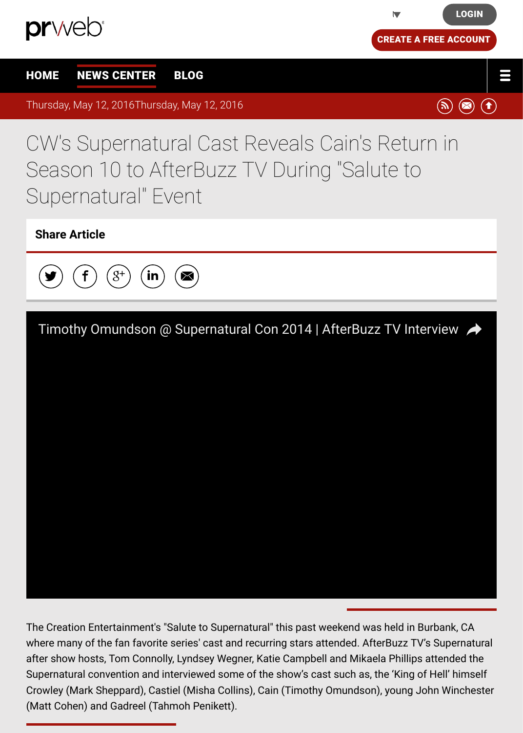Thursday, May 12, 2016Thursday, May 12, 2016

# CW's Supernatural Cast Reveals Cain's Return in Season 10 to AfterBuzz TV During "Salute to Supernatural" Event

**Share Article**

Timothy Omundson @ Supernatural Con 2014 | AfterBuzz TV Interview

The Creation Entertainment's "Salute to Supernatural" this past weekend was held in Burbank, CA where many of the fan favorite series' cast and recurring stars attended. AfterBuzz TV's Supernatural after show hosts, Tom Connolly, Lyndsey Wegner, Katie Campbell and Mikaela Phillips attended the Supernatural convention and interviewed some of the show's cast such as, the 'King of Hell' himself Crowley (Mark Sheppard), Castiel (Misha Collins), Cain (Timothy Omundson), young John Winchester (Matt Cohen) and Gadreel (Tahmoh Penikett).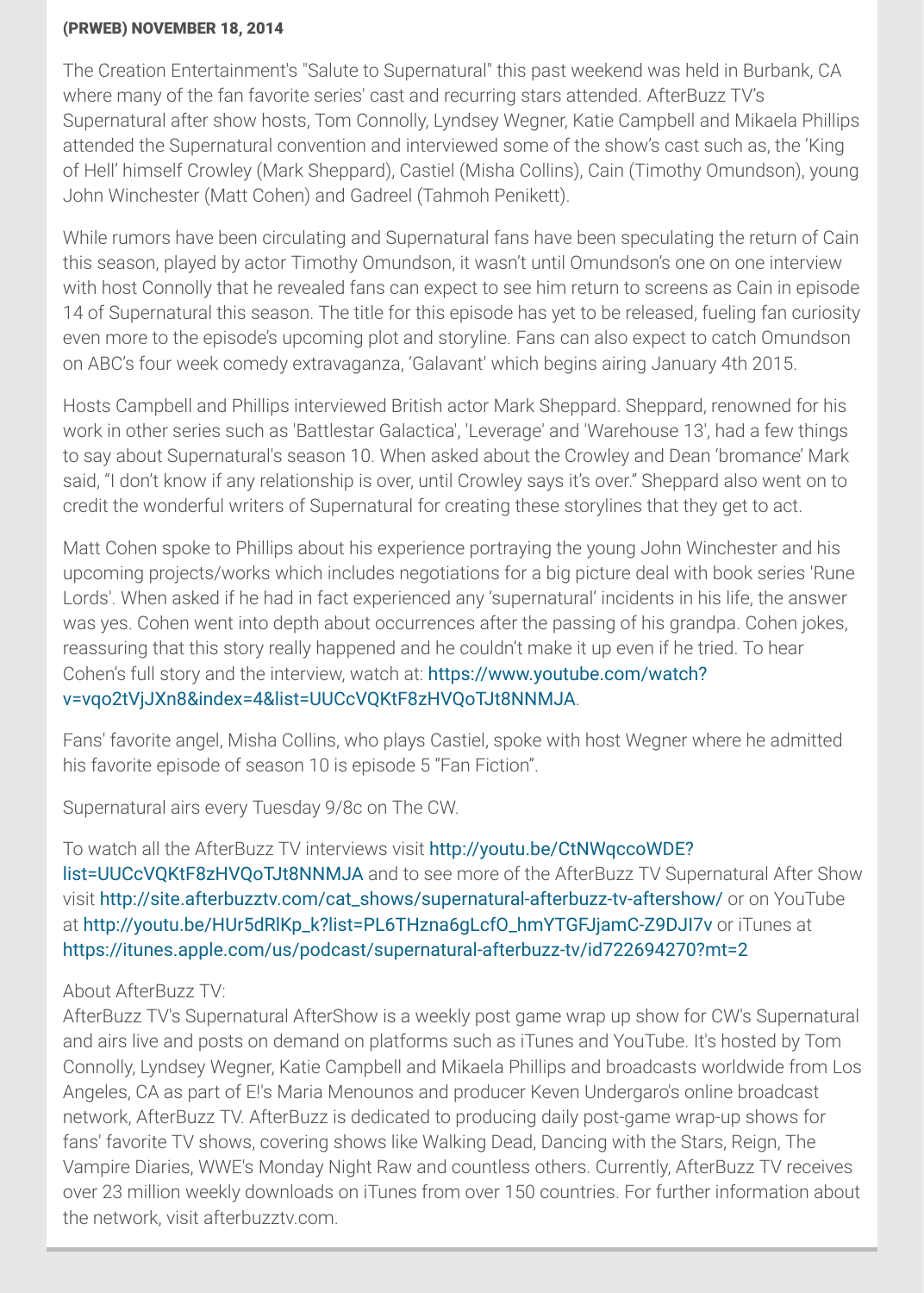**(PRWEB) NOVEMBER 18, 2014**

The Creation Entertainment's "Salute to Supernatural" this past weekend was held in Burbank, CA where many of the fan favorite series' cast and recurring stars attended. AfterBuzz TV's Supernatural after show hosts, Tom Connolly, Lyndsey Wegner, Katie Campbell and Mikaela Phillips attended the Supernatural convention and interviewed some of the show's cast such as, the 'King of Hell' himself Crowley (Mark Sheppard), Castiel (Misha Collins), Cain (Timothy Omundson), young John Winchester (Matt Cohen) and Gadreel (Tahmoh Penikett).

While rumors have been circulating and Supernatural fans have been speculating the return of Cain this season, played by actor Timothy Omundson, it wasn't until Omundson's one on one interview with host Connolly that he revealed fans can expect to see him return to screens as Cain in episode 14 of Supernatural this season. The title for this episode has yet to be released, fueling fan curiosity even more to the episode's upcoming plot and storyline. Fans can also expect to catch Omundson on ABC's four week comedy extravaganza, 'Galavant' which begins airing January 4th 2015.

Hosts Campbell and Phillips interviewed British actor Mark Sheppard. Sheppard, renowned for his work in other series such as 'Battlestar Galactica', 'Leverage' and 'Warehouse 13', had a few things to say about Supernatural's season 10. When asked about the Crowley and Dean 'bromance' Mark said, "I don't know if any relationship is over, until Crowley says it's over." Sheppard also went on to credit the wonderful writers of Supernatural for creating these storylines that they get to act.

Matt Cohen spoke to Phillips about his experience portraying the young John Winchester and his upcoming projects/works which includes negotiations for a big picture deal with book series 'Rune Lords'. When asked if he had in fact experienced any 'supernatural' incidents in his life, the answer was yes. Cohen went into depth about occurrences after the passing of his grandpa. Cohen jokes, reassuring that this story really happened and he couldn't make it up even if he tried. To hear Cohen's full story and the interview, watch at: https://www.youtube.com/watch?v=vqo2tVjJXn8&index=4&list=UUCcVQKtF8zHVQoTJt8NNMJA.

Fans' favorite angel, Misha Collins, who plays Castiel, spoke with host Wegner where he admitted his favorite episode of season 10 is episode 5 "Fan Fiction".

Supernatural airs every Tuesday 9/8c on The CW.

To watch all the AfterBuzz TV interviews visit http://youtu.be/CtNWqccoWDE?list=UUCcVQKtF8zHVQoTJt8NNMJA and to see more of the AfterBuzz TV Supernatural After Show visit http://site.afterbuzztv.com/cat_shows/supernatural-afterbuzz-tv-aftershow/ or on YouTube at http://youtu.be/HUr5dRlKp_k?list=PL6THzna6gLcfO_hmYTGFJjamC-Z9DJI7v or iTunes at https://itunes.apple.com/us/podcast/supernatural-afterbuzz-tv/id722694270?mt=2

About AfterBuzz TV:
AfterBuzz TV's Supernatural AfterShow is a weekly post game wrap up show for CW's Supernatural and airs live and posts on demand on platforms such as iTunes and YouTube. It's hosted by Tom Connolly, Lyndsey Wegner, Katie Campbell and Mikaela Phillips and broadcasts worldwide from Los Angeles, CA as part of E!'s Maria Menounos and producer Keven Undergaro's online broadcast network, AfterBuzz TV. AfterBuzz is dedicated to producing daily post-game wrap-up shows for fans' favorite TV shows, covering shows like Walking Dead, Dancing with the Stars, Reign, The Vampire Diaries, WWE's Monday Night Raw and countless others. Currently, AfterBuzz TV receives over 23 million weekly downloads on iTunes from over 150 countries. For further information about the network, visit afterbuzztv.com.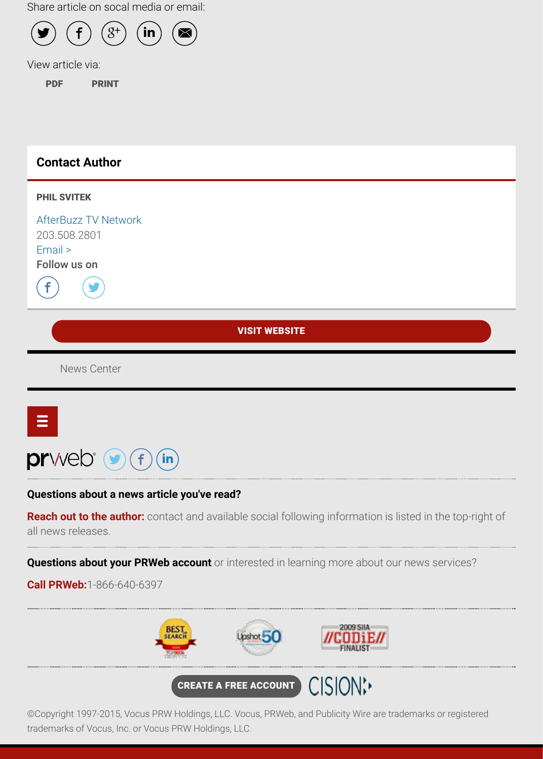Share article on socal media or email:

View article via:

PDF PRINT

## Contact Author

**PHIL SVITEK**

AfterBuzz TV Network
203.508.2801
Email >
**Follow us on**

**VISIT WEBSITE**

News Center

**Questions about a news article you've read?**

**Reach out to the author:** contact and available social following information is listed in the top-right of all news releases.

**Questions about your PRWeb account** or interested in learning more about our news services?

**Call PRWeb:**1-866-640-6397

**CREATE A FREE ACCOUNT**

©Copyright 1997-2015, Vocus PRW Holdings, LLC. Vocus, PRWeb, and Publicity Wire are trademarks or registered trademarks of Vocus, Inc. or Vocus PRW Holdings, LLC.